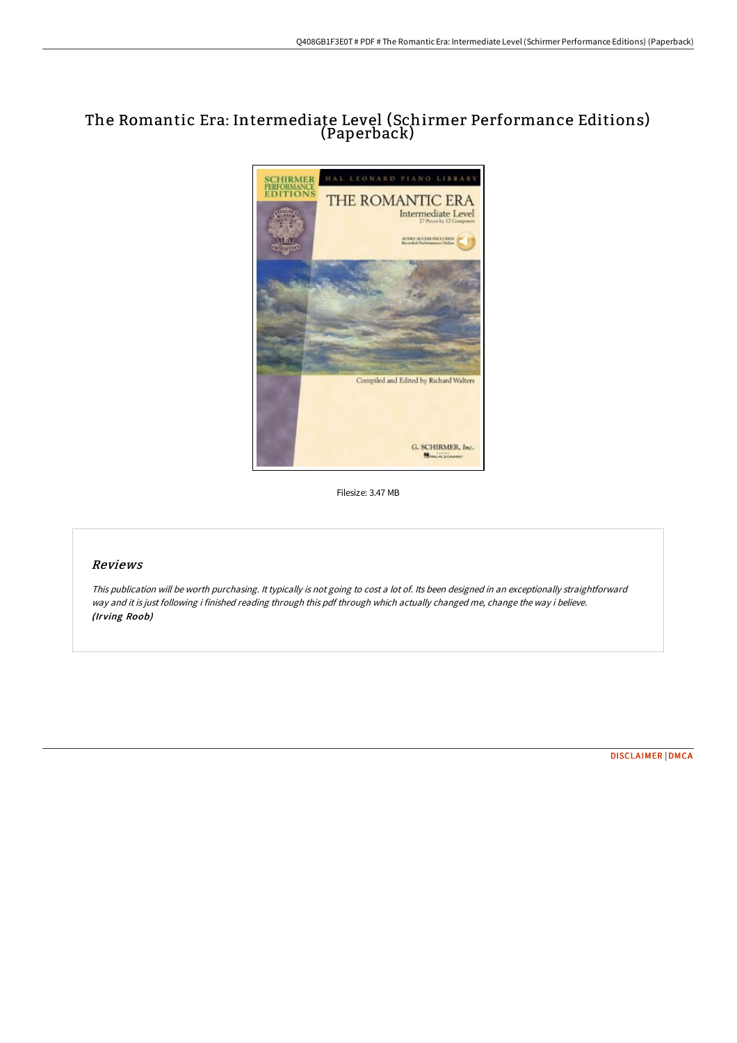# The Romantic Era: Intermediate Level (Schirmer Performance Editions) (Paperback)

Filesize: 3.47 MB

## Reviews

*This publication will be worth purchasing. It typically is not going to cost a lot of. Its been designed in an exceptionally straightforward way and it is just following i finished reading through this pdf through which actually changed me, change the way i believe.*
***(Irving Roob)***

DISCLAIMER | DMCA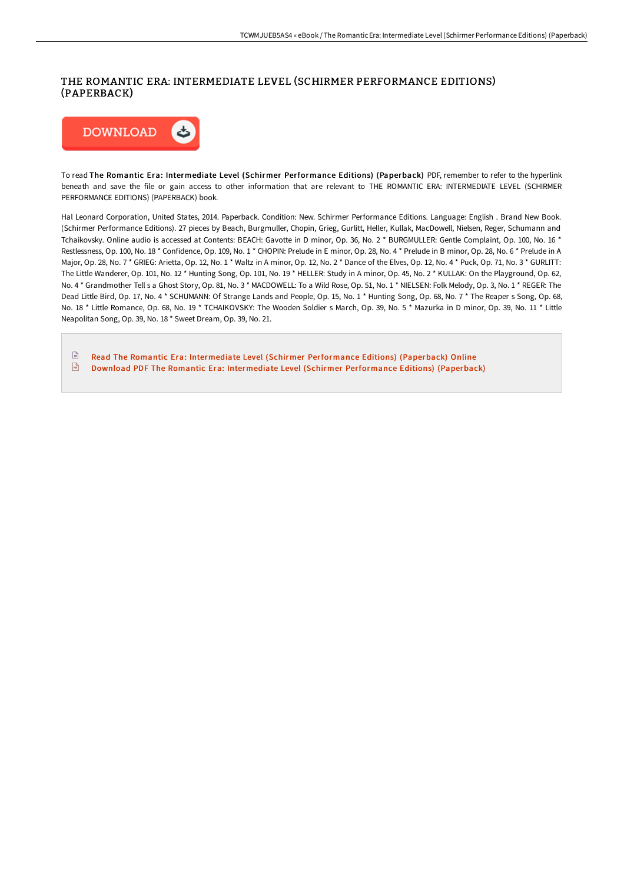# THE ROMANTIC ERA: INTERMEDIATE LEVEL (SCHIRMER PERFORMANCE EDITIONS) (PAPERBACK)

DOWNLOAD

To read **The Romantic Era: Intermediate Level (Schirmer Performance Editions) (Paperback)** PDF, remember to refer to the hyperlink beneath and save the file or gain access to other information that are relevant to THE ROMANTIC ERA: INTERMEDIATE LEVEL (SCHIRMER PERFORMANCE EDITIONS) (PAPERBACK) book.

Hal Leonard Corporation, United States, 2014. Paperback. Condition: New. Schirmer Performance Editions. Language: English . Brand New Book. (Schirmer Performance Editions). 27 pieces by Beach, Burgmuller, Chopin, Grieg, Gurlitt, Heller, Kullak, MacDowell, Nielsen, Reger, Schumann and Tchaikovsky. Online audio is accessed at Contents: BEACH: Gavotte in D minor, Op. 36, No. 2 * BURGMULLER: Gentle Complaint, Op. 100, No. 16 * Restlessness, Op. 100, No. 18 * Confidence, Op. 109, No. 1 * CHOPIN: Prelude in E minor, Op. 28, No. 4 * Prelude in B minor, Op. 28, No. 6 * Prelude in A Major, Op. 28, No. 7 * GRIEG: Arietta, Op. 12, No. 1 * Waltz in A minor, Op. 12, No. 2 * Dance of the Elves, Op. 12, No. 4 * Puck, Op. 71, No. 3 * GURLITT: The Little Wanderer, Op. 101, No. 12 * Hunting Song, Op. 101, No. 19 * HELLER: Study in A minor, Op. 45, No. 2 * KULLAK: On the Playground, Op. 62, No. 4 * Grandmother Tell s a Ghost Story, Op. 81, No. 3 * MACDOWELL: To a Wild Rose, Op. 51, No. 1 * NIELSEN: Folk Melody, Op. 3, No. 1 * REGER: The Dead Little Bird, Op. 17, No. 4 * SCHUMANN: Of Strange Lands and People, Op. 15, No. 1 * Hunting Song, Op. 68, No. 7 * The Reaper s Song, Op. 68, No. 18 * Little Romance, Op. 68, No. 19 * TCHAIKOVSKY: The Wooden Soldier s March, Op. 39, No. 5 * Mazurka in D minor, Op. 39, No. 11 * Little Neapolitan Song, Op. 39, No. 18 * Sweet Dream, Op. 39, No. 21.

- Read The Romantic Era: Intermediate Level (Schirmer Performance Editions) (Paperback) Online
- Download PDF The Romantic Era: Intermediate Level (Schirmer Performance Editions) (Paperback)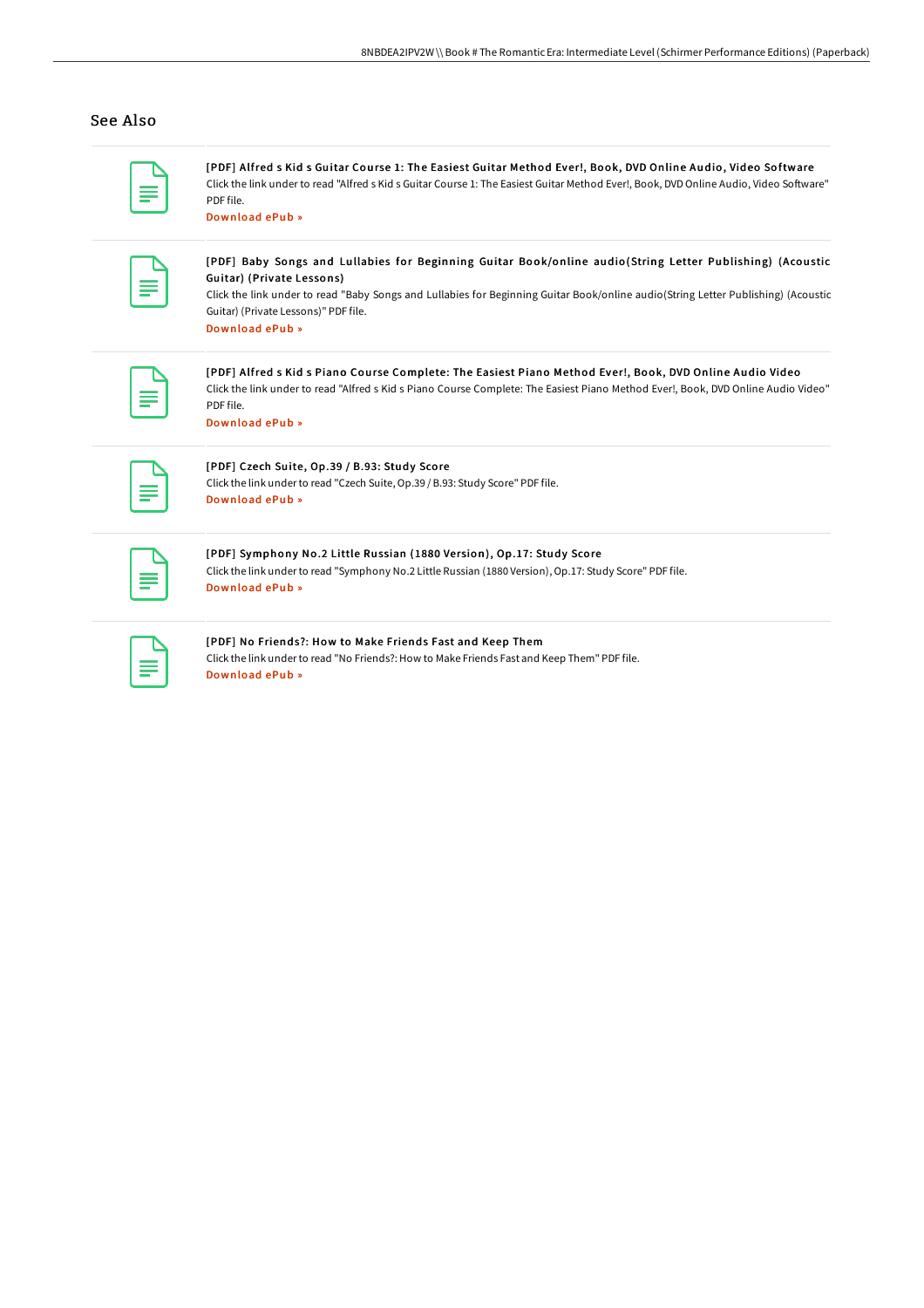## See Also

**[PDF] Alfred s Kid s Guitar Course 1: The Easiest Guitar Method Ever!, Book, DVD Online Audio, Video Software**

Click the link under to read "Alfred s Kid s Guitar Course 1: The Easiest Guitar Method Ever!, Book, DVD Online Audio, Video Software" PDF file.

Download ePub »

**[PDF] Baby Songs and Lullabies for Beginning Guitar Book/online audio(String Letter Publishing) (Acoustic Guitar) (Private Lessons)**

Click the link under to read "Baby Songs and Lullabies for Beginning Guitar Book/online audio(String Letter Publishing) (Acoustic Guitar) (Private Lessons)" PDF file.

Download ePub »

**[PDF] Alfred s Kid s Piano Course Complete: The Easiest Piano Method Ever!, Book, DVD Online Audio Video**

Click the link under to read "Alfred s Kid s Piano Course Complete: The Easiest Piano Method Ever!, Book, DVD Online Audio Video" PDF file.

Download ePub »

**[PDF] Czech Suite, Op.39 / B.93: Study Score**

Click the link under to read "Czech Suite, Op.39 / B.93: Study Score" PDF file.

Download ePub »

**[PDF] Symphony No.2 Little Russian (1880 Version), Op.17: Study Score**

Click the link under to read "Symphony No.2 Little Russian (1880 Version), Op.17: Study Score" PDF file.

Download ePub »

**[PDF] No Friends?: How to Make Friends Fast and Keep Them**

Click the link under to read "No Friends?: How to Make Friends Fast and Keep Them" PDF file.

Download ePub »